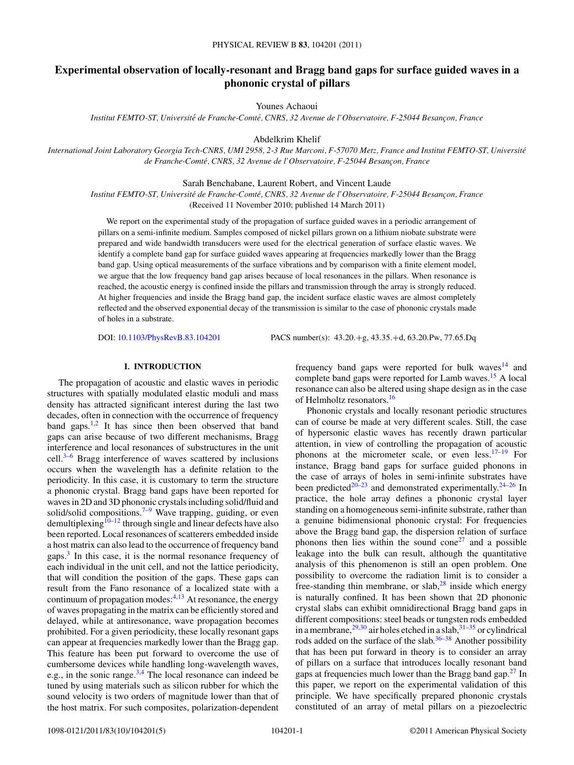# Experimental observation of locally-resonant and Bragg band gaps for surface guided waves in a phononic crystal of pillars

Younes Achaoui

*Institut FEMTO-ST, Université de Franche-Comté, CNRS, 32 Avenue de l'Observatoire, F-25044 Besançon, France*

Abdelkrim Khelif

*International Joint Laboratory Georgia Tech-CNRS, UMI 2958, 2-3 Rue Marconi, F-57070 Metz, France and Institut FEMTO-ST, Université de Franche-Comté, CNRS, 32 Avenue de l'Observatoire, F-25044 Besançon, France*

Sarah Benchabane, Laurent Robert, and Vincent Laude

*Institut FEMTO-ST, Université de Franche-Comté, CNRS, 32 Avenue de l'Observatoire, F-25044 Besançon, France*

(Received 11 November 2010; published 14 March 2011)

We report on the experimental study of the propagation of surface guided waves in a periodic arrangement of pillars on a semi-infinite medium. Samples composed of nickel pillars grown on a lithium niobate substrate were prepared and wide bandwidth transducers were used for the electrical generation of surface elastic waves. We identify a complete band gap for surface guided waves appearing at frequencies markedly lower than the Bragg band gap. Using optical measurements of the surface vibrations and by comparison with a finite element model, we argue that the low frequency band gap arises because of local resonances in the pillars. When resonance is reached, the acoustic energy is confined inside the pillars and transmission through the array is strongly reduced. At higher frequencies and inside the Bragg band gap, the incident surface elastic waves are almost completely reflected and the observed exponential decay of the transmission is similar to the case of phononic crystals made of holes in a substrate.

DOI: 10.1103/PhysRevB.83.104201 PACS number(s): 43.20.+g, 43.35.+d, 63.20.Pw, 77.65.Dq

## I. INTRODUCTION

The propagation of acoustic and elastic waves in periodic structures with spatially modulated elastic moduli and mass density has attracted significant interest during the last two decades, often in connection with the occurrence of frequency band gaps.[1,2] It has since then been observed that band gaps can arise because of two different mechanisms, Bragg interference and local resonances of substructures in the unit cell.[3–6] Bragg interference of waves scattered by inclusions occurs when the wavelength has a definite relation to the periodicity. In this case, it is customary to term the structure a phononic crystal. Bragg band gaps have been reported for waves in 2D and 3D phononic crystals including solid/fluid and solid/solid compositions.[7–9] Wave trapping, guiding, or even demultiplexing[10–12] through single and linear defects have also been reported. Local resonances of scatterers embedded inside a host matrix can also lead to the occurrence of frequency band gaps.[3] In this case, it is the normal resonance frequency of each individual in the unit cell, and not the lattice periodicity, that will condition the position of the gaps. These gaps can result from the Fano resonance of a localized state with a continuum of propagation modes:[4,13] At resonance, the energy of waves propagating in the matrix can be efficiently stored and delayed, while at antiresonance, wave propagation becomes prohibited. For a given periodicity, these locally resonant gaps can appear at frequencies markedly lower than the Bragg gap. This feature has been put forward to overcome the use of cumbersome devices while handling long-wavelength waves, e.g., in the sonic range.[3,4] The local resonance can indeed be tuned by using materials such as silicon rubber for which the sound velocity is two orders of magnitude lower than that of the host matrix. For such composites, polarization-dependent frequency band gaps were reported for bulk waves[14] and complete band gaps were reported for Lamb waves.[15] A local resonance can also be altered using shape design as in the case of Helmholtz resonators.[16]

Phononic crystals and locally resonant periodic structures can of course be made at very different scales. Still, the case of hypersonic elastic waves has recently drawn particular attention, in view of controlling the propagation of acoustic phonons at the micrometer scale, or even less.[17–19] For instance, Bragg band gaps for surface guided phonons in the case of arrays of holes in semi-infinite substrates have been predicted[20–23] and demonstrated experimentally.[24–26] In practice, the hole array defines a phononic crystal layer standing on a homogeneous semi-infinite substrate, rather than a genuine bidimensional phononic crystal: For frequencies above the Bragg band gap, the dispersion relation of surface phonons then lies within the sound cone[27] and a possible leakage into the bulk can result, although the quantitative analysis of this phenomenon is still an open problem. One possibility to overcome the radiation limit is to consider a free-standing thin membrane, or slab,[28] inside which energy is naturally confined. It has been shown that 2D phononic crystal slabs can exhibit omnidirectional Bragg band gaps in different compositions: steel beads or tungsten rods embedded in a membrane,[29,30] air holes etched in a slab,[31–35] or cylindrical rods added on the surface of the slab.[36–38] Another possibility that has been put forward in theory is to consider an array of pillars on a surface that introduces locally resonant band gaps at frequencies much lower than the Bragg band gap.[27] In this paper, we report on the experimental validation of this principle. We have specifically prepared phononic crystals constituted of an array of metal pillars on a piezoelectric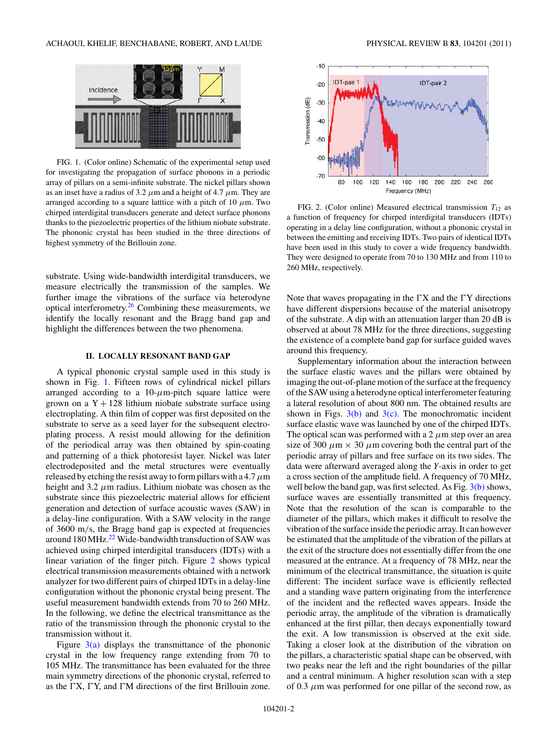Incidence

10 μm

Y M

Γ X

FIG. 1. (Color online) Schematic of the experimental setup used for investigating the propagation of surface phonons in a periodic array of pillars on a semi-infinite substrate. The nickel pillars shown as an inset have a radius of 3.2 $\mu$m and a height of 4.7 $\mu$m. They are arranged according to a square latttice with a pitch of 10 $\mu$m. Two chirped interdigital transducers generate and detect surface phonons thanks to the piezoelectric properties of the lithium niobate substrate. The phononic crystal has been studied in the three directions of highest symmetry of the Brillouin zone.

substrate. Using wide-bandwidth interdigital transducers, we measure electrically the transmission of the samples. We further image the vibrations of the surface via heterodyne optical interferometry.[26] Combining these measurements, we identify the locally resonant and the Bragg band gap and highlight the differences between the two phenomena.

## II. LOCALLY RESONANT BAND GAP

A typical phononic crystal sample used in this study is shown in Fig. 1. Fifteen rows of cylindrical nickel pillars arranged according to a 10-$\mu$m-pitch square lattice were grown on a Y + 128 lithium niobate substrate surface using electroplating. A thin film of copper was first deposited on the substrate to serve as a seed layer for the subsequent electroplating process. A resist mould allowing for the definition of the periodical array was then obtained by spin-coating and patterning of a thick photoresist layer. Nickel was later electrodeposited and the metal structures were eventually released by etching the resist away to form pillars with a 4.7 $\mu$m height and 3.2 $\mu$m radius. Lithium niobate was chosen as the substrate since this piezoelectric material allows for efficient generation and detection of surface acoustic waves (SAW) in a delay-line configuration. With a SAW velocity in the range of 3600 m/s, the Bragg band gap is expected at frequencies around 180 MHz.[22] Wide-bandwidth transduction of SAW was achieved using chirped interdigital transducers (IDTs) with a linear variation of the finger pitch. Figure 2 shows typical electrical transmission measurements obtained with a network analyzer for two different pairs of chirped IDTs in a delay-line configuration without the phononic crystal being present. The useful measurement bandwidth extends from 70 to 260 MHz. In the following, we define the electrical transmittance as the ratio of the transmission through the phononic crystal to the transmission without it.

Figure 3(a) displays the transmittance of the phononic crystal in the low frequency range extending from 70 to 105 MHz. The transmittance has been evaluated for the three main symmetry directions of the phononic crystal, referred to as the ΓX, ΓY, and ΓM directions of the first Brillouin zone.

Transmission (dB)

-10
-20
-30
-40
-50
-60
-70

IDT-pair 1

IDT-pair 2

80 100 120 140 160 180 200 220 240 260

Frequency (MHz)

FIG. 2. (Color online) Measured electrical transmission $T_{12}$ as a function of frequency for chirped interdigital transducers (IDTs) operating in a delay line configuration, without a phononic crystal in between the emitting and receiving IDTs. Two pairs of identical IDTs have been used in this study to cover a wide frequency bandwidth. They were designed to operate from 70 to 130 MHz and from 110 to 260 MHz, respectively.

Note that waves propagating in the ΓX and the ΓY directions have different dispersions because of the material anisotropy of the substrate. A dip with an attenuation larger than 20 dB is observed at about 78 MHz for the three directions, suggesting the existence of a complete band gap for surface guided waves around this frequency.

Supplementary information about the interaction between the surface elastic waves and the pillars were obtained by imaging the out-of-plane motion of the surface at the frequency of the SAW using a heterodyne optical interferometer featuring a lateral resolution of about 800 nm. The obtained results are shown in Figs. 3(b) and 3(c). The monochromatic incident surface elastic wave was launched by one of the chirped IDTs. The optical scan was performed with a 2 $\mu$m step over an area size of 300 $\mu$m × 30 $\mu$m covering both the central part of the periodic array of pillars and free surface on its two sides. The data were afterward averaged along the $Y$-axis in order to get a cross section of the amplitude field. A frequency of 70 MHz, well below the band gap, was first selected. As Fig. 3(b) shows, surface waves are essentially transmitted at this frequency. Note that the resolution of the scan is comparable to the diameter of the pillars, which makes it difficult to resolve the vibration of the surface inside the periodic array. It can however be estimated that the amplitude of the vibration of the pillars at the exit of the structure does not essentially differ from the one measured at the entrance. At a frequency of 78 MHz, near the minimum of the electrical transmittance, the situation is quite different: The incident surface wave is efficiently reflected and a standing wave pattern originating from the interference of the incident and the reflected waves appears. Inside the periodic array, the amplitude of the vibration is dramatically enhanced at the first pillar, then decays exponentially toward the exit. A low transmission is observed at the exit side. Taking a closer look at the distribution of the vibration on the pillars, a characteristic spatial shape can be observed, with two peaks near the left and the right boundaries of the pillar and a central minimum. A higher resolution scan with a step of 0.3 $\mu$m was performed for one pillar of the second row, as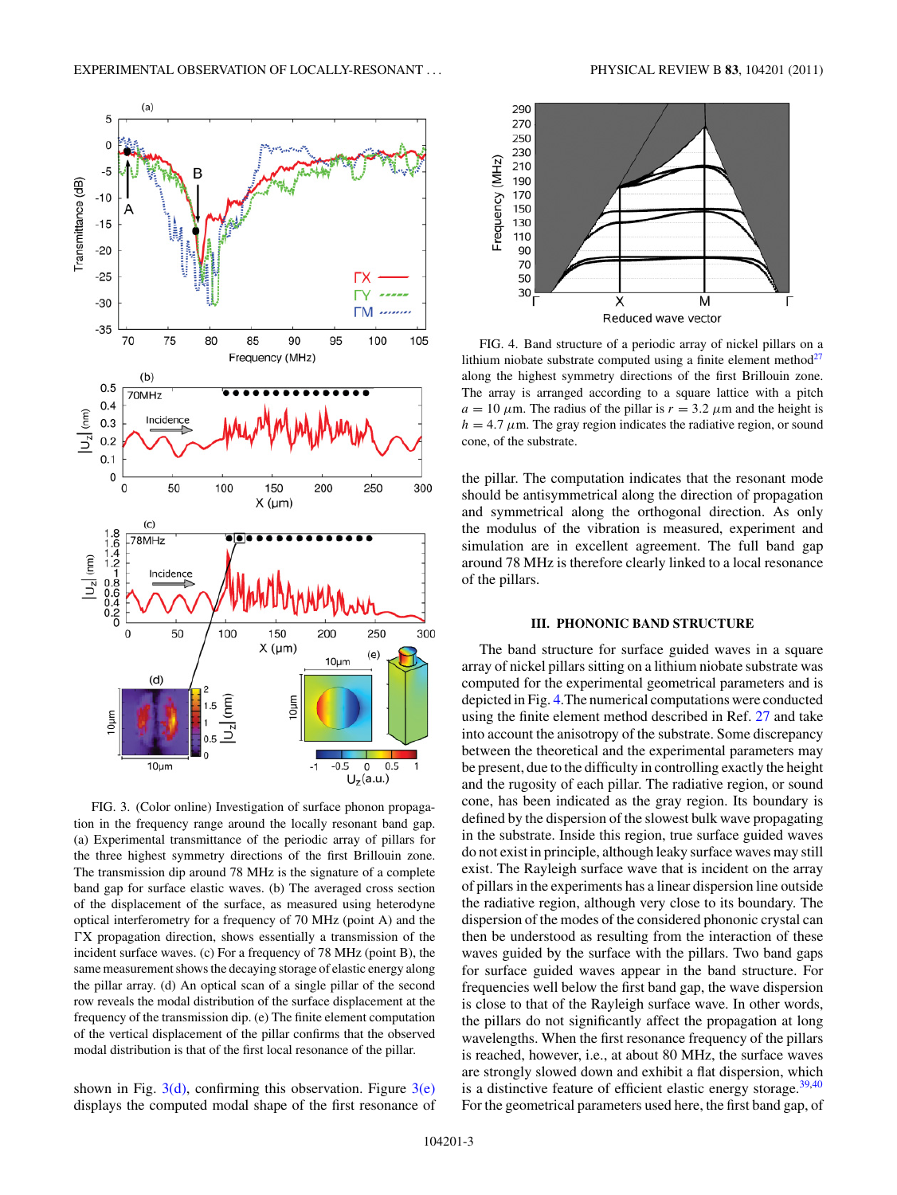(a)

5
0
-5
-10
-15
-20
-25
-30
-35

Transmittance (dB)

70 75 80 85 90 95 100 105

Frequency (MHz)

A

B

ΓX
ΓY
ΓM

(b)

0.5
0.4
0.3
0.2
0.1
0

|Uz| (nm)

70MHz

Incidence

0 50 100 150 200 250 300

X (μm)

(c)

1.8
1.6
1.4
1.2
1
0.8
0.6
0.4
0.2
0

|Uz| (nm)

78MHz

Incidence

0 50 100 150 200 250 300

X (μm)

(d)

10μm

10μm

2
1.5
1
0.5
0

|Uz| (nm)

(e)

10μm

10μm

-1 -0.5 0 0.5 1

Uz(a.u.)

FIG. 3. (Color online) Investigation of surface phonon propagation in the frequency range around the locally resonant band gap. (a) Experimental transmittance of the periodic array of pillars for the three highest symmetry directions of the first Brillouin zone. The transmission dip around 78 MHz is the signature of a complete band gap for surface elastic waves. (b) The averaged cross section of the displacement of the surface, as measured using heterodyne optical interferometry for a frequency of 70 MHz (point A) and the ΓX propagation direction, shows essentially a transmission of the incident surface waves. (c) For a frequency of 78 MHz (point B), the same measurement shows the decaying storage of elastic energy along the pillar array. (d) An optical scan of a single pillar of the second row reveals the modal distribution of the surface displacement at the frequency of the transmission dip. (e) The finite element computation of the vertical displacement of the pillar confirms that the observed modal distribution is that of the first local resonance of the pillar.

shown in Fig. 3(d), confirming this observation. Figure 3(e) displays the computed modal shape of the first resonance of the pillar. The computation indicates that the resonant mode should be antisymmetrical along the direction of propagation and symmetrical along the orthogonal direction. As only the modulus of the vibration is measured, experiment and simulation are in excellent agreement. The full band gap around 78 MHz is therefore clearly linked to a local resonance of the pillars.

290
270
250
230
210
190
170
150
130
110
90
70
50
30

Frequency (MHz)

Γ X M Γ

Reduced wave vector

FIG. 4. Band structure of a periodic array of nickel pillars on a lithium niobate substrate computed using a finite element method[27] along the highest symmetry directions of the first Brillouin zone. The array is arranged according to a square lattice with a pitch $a = 10$ $\mu$m. The radius of the pillar is $r = 3.2$ $\mu$m and the height is $h = 4.7$ $\mu$m. The gray region indicates the radiative region, or sound cone, of the substrate.

## III. PHONONIC BAND STRUCTURE

The band structure for surface guided waves in a square array of nickel pillars sitting on a lithium niobate substrate was computed for the experimental geometrical parameters and is depicted in Fig. 4. The numerical computations were conducted using the finite element method described in Ref. 27 and take into account the anisotropy of the substrate. Some discrepancy between the theoretical and the experimental parameters may be present, due to the difficulty in controlling exactly the height and the rugosity of each pillar. The radiative region, or sound cone, has been indicated as the gray region. Its boundary is defined by the dispersion of the slowest bulk wave propagating in the substrate. Inside this region, true surface guided waves do not exist in principle, although leaky surface waves may still exist. The Rayleigh surface wave that is incident on the array of pillars in the experiments has a linear dispersion line outside the radiative region, although very close to its boundary. The dispersion of the considered phononic crystal can then be understood as resulting from the interaction of these waves guided by the surface with the pillars. Two band gaps for surface guided waves appear in the band structure. For frequencies well below the first band gap, the wave dispersion is close to that of the Rayleigh surface wave. In other words, the pillars do not significantly affect the propagation at long wavelengths. When the first resonance frequency of the pillars is reached, however, i.e., at about 80 MHz, the surface waves are strongly slowed down and exhibit a flat dispersion, which is a distinctive feature of efficient elastic energy storage.[39,40] For the geometrical parameters used here, the first band gap, of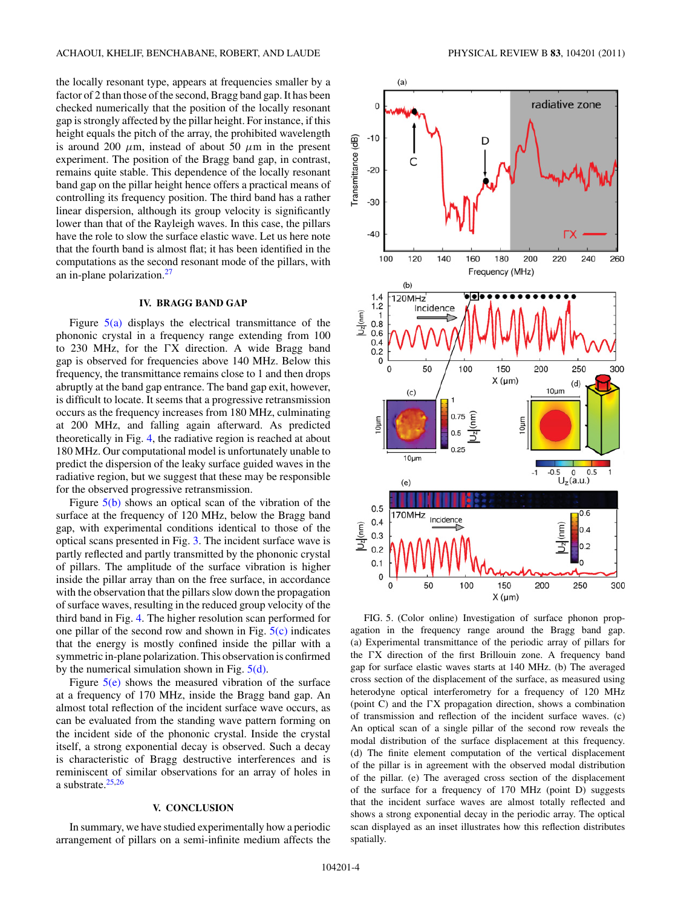the locally resonant type, appears at frequencies smaller by a factor of 2 than those of the second, Bragg band gap. It has been checked numerically that the position of the locally resonant gap is strongly affected by the pillar height. For instance, if this height equals the pitch of the array, the prohibited wavelength is around 200 $\mu$m, instead of about 50 $\mu$m in the present experiment. The position of the Bragg band gap, in contrast, remains quite stable. This dependence of the locally resonant band gap on the pillar height hence offers a practical means of controlling its frequency position. The third band has a rather linear dispersion, although its group velocity is significantly lower than that of the Rayleigh waves. In this case, the pillars have the role to slow the surface elastic wave. Let us here note that the fourth band is almost flat; it has been identified in the computations as the second resonant mode of the pillars, with an in-plane polarization.[27]

## IV. BRAGG BAND GAP

Figure 5(a) displays the electrical transmittance of the phononic crystal in a frequency range extending from 100 to 230 MHz, for the ΓX direction. A wide Bragg band gap is observed for frequencies above 140 MHz. Below this frequency, the transmittance remains close to 1 and then drops abruptly at the band gap entrance. The band gap exit, however, is difficult to locate. It seems that a progressive retransmission occurs as the frequency increases from 180 MHz, culminating at 200 MHz, and falling again afterward. As predicted theoretically in Fig. 4, the radiative region is reached at about 180 MHz. Our computational model is unfortunately unable to predict the dispersion of the leaky surface guided waves in the radiative region, but we suggest that these may be responsible for the observed progressive retransmission.

Figure 5(b) shows an optical scan of the vibration of the surface at the frequency of 120 MHz, below the Bragg band gap, with experimental conditions identical to those of the optical scans presented in Fig. 3. The incident surface wave is partly reflected and partly transmitted by the phononic crystal of pillars. The amplitude of the surface vibration is higher inside the pillar array than on the free surface, in accordance with the observation that the pillars slow down the propagation of surface waves, resulting in the reduced group velocity of the third band in Fig. 4. The higher resolution scan performed for one pillar of the second row and shown in Fig. 5(c) indicates that the energy is mostly confined inside the pillar with a symmetric in-plane polarization. This observation is confirmed by the numerical simulation shown in Fig. 5(d).

Figure 5(e) shows the measured vibration of the surface at a frequency of 170 MHz, inside the Bragg band gap. An almost total reflection of the incident surface wave occurs, as can be evaluated from the standing wave pattern forming on the incident side of the phononic crystal. Inside the crystal itself, a strong exponential decay is observed. Such a decay is characteristic of Bragg destructive interferences and is reminiscent of similar observations for an array of holes in a substrate.[25,26]

## V. CONCLUSION

In summary, we have studied experimentally how a periodic arrangement of pillars on a semi-infinite medium affects the

(a)
radiative zone
Transmittance (dB)
0
-10
-20
-30
-40
C
D
ΓX
100 120 140 160 180 200 220 240 260
Frequency (MHz)

(b)
120MHz
Incidence
$|U_z|$(nm)
1.4 1.2 1 0.8 0.6 0.4 0.2 0
0 50 100 150 200 250 300
X ($\mu$m)

(c)
10µm
10µm
1 0.75 0.5 0.25
$|U_z|$(nm)

(d)
10µm
10µm
-1 -0.5 0 0.5 1
$U_z$(a.u.)

(e)
170MHz
Incidence
$|U_z|$(nm)
0.5 0.4 0.3 0.2 0.1 0
0.6 0.4 0.2 0
0 50 100 150 200 250 300
X ($\mu$m)

FIG. 5. (Color online) Investigation of surface phonon propagation in the frequency range around the Bragg band gap. (a) Experimental transmittance of the periodic array of pillars for the ΓX direction of the first Brillouin zone. A frequency band gap for surface elastic waves starts at 140 MHz. (b) The averaged cross section of the displacement of the surface, as measured using heterodyne optical interferometry for a frequency of 120 MHz (point C) and the ΓX propagation direction, shows a combination of transmission and reflection of the incident surface waves. (c) An optical scan of a single pillar of the second row reveals the modal distribution of the surface displacement at this frequency. (d) The finite element computation of the vertical displacement of the pillar is in agreement with the observed modal distribution of the pillar. (e) The averaged cross section of the displacement of the surface for a frequency of 170 MHz (point D) suggests that the incident surface waves are almost totally reflected and shows a strong exponential decay in the periodic array. The optical scan displayed as an inset illustrates how this reflection distributes spatially.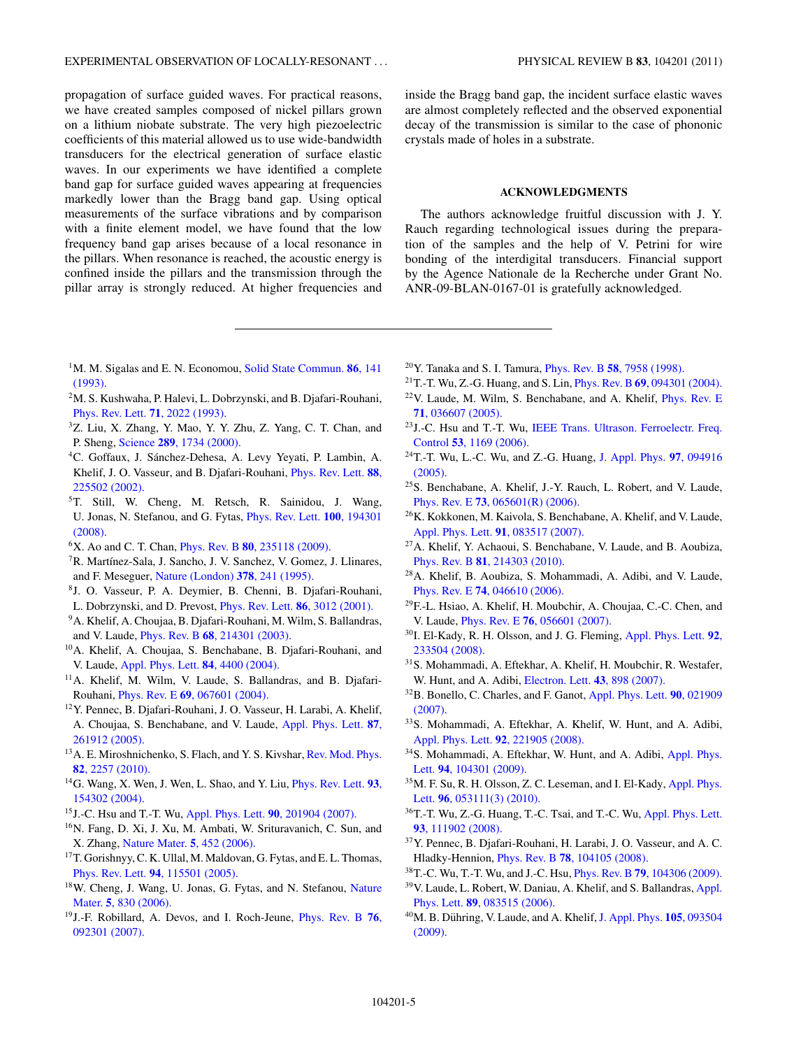propagation of surface guided waves. For practical reasons, we have created samples composed of nickel pillars grown on a lithium niobate substrate. The very high piezoelectric coefficients of this material allowed us to use wide-bandwidth transducers for the electrical generation of surface elastic waves. In our experiments we have identified a complete band gap for surface guided waves appearing at frequencies markedly lower than the Bragg band gap. Using optical measurements of the surface vibrations and by comparison with a finite element model, we have found that the low frequency band gap arises because of a local resonance in the pillars. When resonance is reached, the acoustic energy is confined inside the pillars and the transmission through the pillar array is strongly reduced. At higher frequencies and inside the Bragg band gap, the incident surface elastic waves are almost completely reflected and the observed exponential decay of the transmission is similar to the case of phononic crystals made of holes in a substrate.

## ACKNOWLEDGMENTS

The authors acknowledge fruitful discussion with J. Y. Rauch regarding technological issues during the preparation of the samples and the help of V. Petrini for wire bonding of the interdigital transducers. Financial support by the Agence Nationale de la Recherche under Grant No. ANR-09-BLAN-0167-01 is gratefully acknowledged.

---

[1] M. M. Sigalas and E. N. Economou, Solid State Commun. **86**, 141 (1993).

[2] M. S. Kushwaha, P. Halevi, L. Dobrzynski, and B. Djafari-Rouhani, Phys. Rev. Lett. **71**, 2022 (1993).

[3] Z. Liu, X. Zhang, Y. Mao, Y. Y. Zhu, Z. Yang, C. T. Chan, and P. Sheng, Science **289**, 1734 (2000).

[4] C. Goffaux, J. Sánchez-Dehesa, A. Levy Yeyati, P. Lambin, A. Khelif, J. O. Vasseur, and B. Djafari-Rouhani, Phys. Rev. Lett. **88**, 225502 (2002).

[5] T. Still, W. Cheng, M. Retsch, R. Sainidou, J. Wang, U. Jonas, N. Stefanou, and G. Fytas, Phys. Rev. Lett. **100**, 194301 (2008).

[6] X. Ao and C. T. Chan, Phys. Rev. B **80**, 235118 (2009).

[7] R. Martínez-Sala, J. Sancho, J. V. Sanchez, V. Gomez, J. Llinares, and F. Meseguer, Nature (London) **378**, 241 (1995).

[8] J. O. Vasseur, P. A. Deymier, B. Chenni, B. Djafari-Rouhani, L. Dobrzynski, and D. Prevost, Phys. Rev. Lett. **86**, 3012 (2001).

[9] A. Khelif, A. Choujaa, B. Djafari-Rouhani, M. Wilm, S. Ballandras, and V. Laude, Phys. Rev. B **68**, 214301 (2003).

[10] A. Khelif, A. Choujaa, S. Benchabane, B. Djafari-Rouhani, and V. Laude, Appl. Phys. Lett. **84**, 4400 (2004).

[11] A. Khelif, M. Wilm, V. Laude, S. Ballandras, and B. Djafari-Rouhani, Phys. Rev. E **69**, 067601 (2004).

[12] Y. Pennec, B. Djafari-Rouhani, J. O. Vasseur, H. Larabi, A. Khelif, A. Choujaa, S. Benchabane, and V. Laude, Appl. Phys. Lett. **87**, 261912 (2005).

[13] A. E. Miroshnichenko, S. Flach, and Y. S. Kivshar, Rev. Mod. Phys. **82**, 2257 (2010).

[14] G. Wang, X. Wen, J. Wen, L. Shao, and Y. Liu, Phys. Rev. Lett. **93**, 154302 (2004).

[15] J.-C. Hsu and T.-T. Wu, Appl. Phys. Lett. **90**, 201904 (2007).

[16] N. Fang, D. Xi, J. Xu, M. Ambati, W. Srituravanich, C. Sun, and X. Zhang, Nature Mater. **5**, 452 (2006).

[17] T. Gorishnyy, C. K. Ullal, M. Maldovan, G. Fytas, and E. L. Thomas, Phys. Rev. Lett. **94**, 115501 (2005).

[18] W. Cheng, J. Wang, U. Jonas, G. Fytas, and N. Stefanou, Nature Mater. **5**, 830 (2006).

[19] J.-F. Robillard, A. Devos, and I. Roch-Jeune, Phys. Rev. B **76**, 092301 (2007).

[20] Y. Tanaka and S. I. Tamura, Phys. Rev. B **58**, 7958 (1998).

[21] T.-T. Wu, Z.-G. Huang, and S. Lin, Phys. Rev. B **69**, 094301 (2004).

[22] V. Laude, M. Wilm, S. Benchabane, and A. Khelif, Phys. Rev. E **71**, 036607 (2005).

[23] J.-C. Hsu and T.-T. Wu, IEEE Trans. Ultrason. Ferroelectr. Freq. Control **53**, 1169 (2006).

[24] T.-T. Wu, L.-C. Wu, and Z.-G. Huang, J. Appl. Phys. **97**, 094916 (2005).

[25] S. Benchabane, A. Khelif, J.-Y. Rauch, L. Robert, and V. Laude, Phys. Rev. E **73**, 065601(R) (2006).

[26] K. Kokkonen, M. Kaivola, S. Benchabane, A. Khelif, and V. Laude, Appl. Phys. Lett. **91**, 083517 (2007).

[27] A. Khelif, Y. Achaoui, S. Benchabane, V. Laude, and B. Aoubiza, Phys. Rev. B **81**, 214303 (2010).

[28] A. Khelif, B. Aoubiza, S. Mohammadi, A. Adibi, and V. Laude, Phys. Rev. E **74**, 046610 (2006).

[29] F.-L. Hsiao, A. Khelif, H. Moubchir, A. Choujaa, C.-C. Chen, and V. Laude, Phys. Rev. E **76**, 056601 (2007).

[30] I. El-Kady, R. H. Olsson, and J. G. Fleming, Appl. Phys. Lett. **92**, 233504 (2008).

[31] S. Mohammadi, A. Eftekhar, A. Khelif, H. Moubchir, R. Westafer, W. Hunt, and A. Adibi, Electron. Lett. **43**, 898 (2007).

[32] B. Bonello, C. Charles, and F. Ganot, Appl. Phys. Lett. **90**, 021909 (2007).

[33] S. Mohammadi, A. Eftekhar, A. Khelif, W. Hunt, and A. Adibi, Appl. Phys. Lett. **92**, 221905 (2008).

[34] S. Mohammadi, A. Eftekhar, W. Hunt, and A. Adibi, Appl. Phys. Lett. **94**, 104301 (2009).

[35] M. F. Su, R. H. Olsson, Z. C. Leseman, and I. El-Kady, Appl. Phys. Lett. **96**, 053111(3) (2010).

[36] T.-T. Wu, Z.-G. Huang, T.-C. Tsai, and T.-C. Wu, Appl. Phys. Lett. **93**, 111902 (2008).

[37] Y. Pennec, B. Djafari-Rouhani, H. Larabi, J. O. Vasseur, and A. C. Hladky-Hennion, Phys. Rev. B **78**, 104105 (2008).

[38] T.-C. Wu, T.-T. Wu, and J.-C. Hsu, Phys. Rev. B **79**, 104306 (2009).

[39] V. Laude, L. Robert, W. Daniau, A. Khelif, and S. Ballandras, Appl. Phys. Lett. **89**, 083515 (2006).

[40] M. B. Dühring, V. Laude, and A. Khelif, J. Appl. Phys. **105**, 093504 (2009).